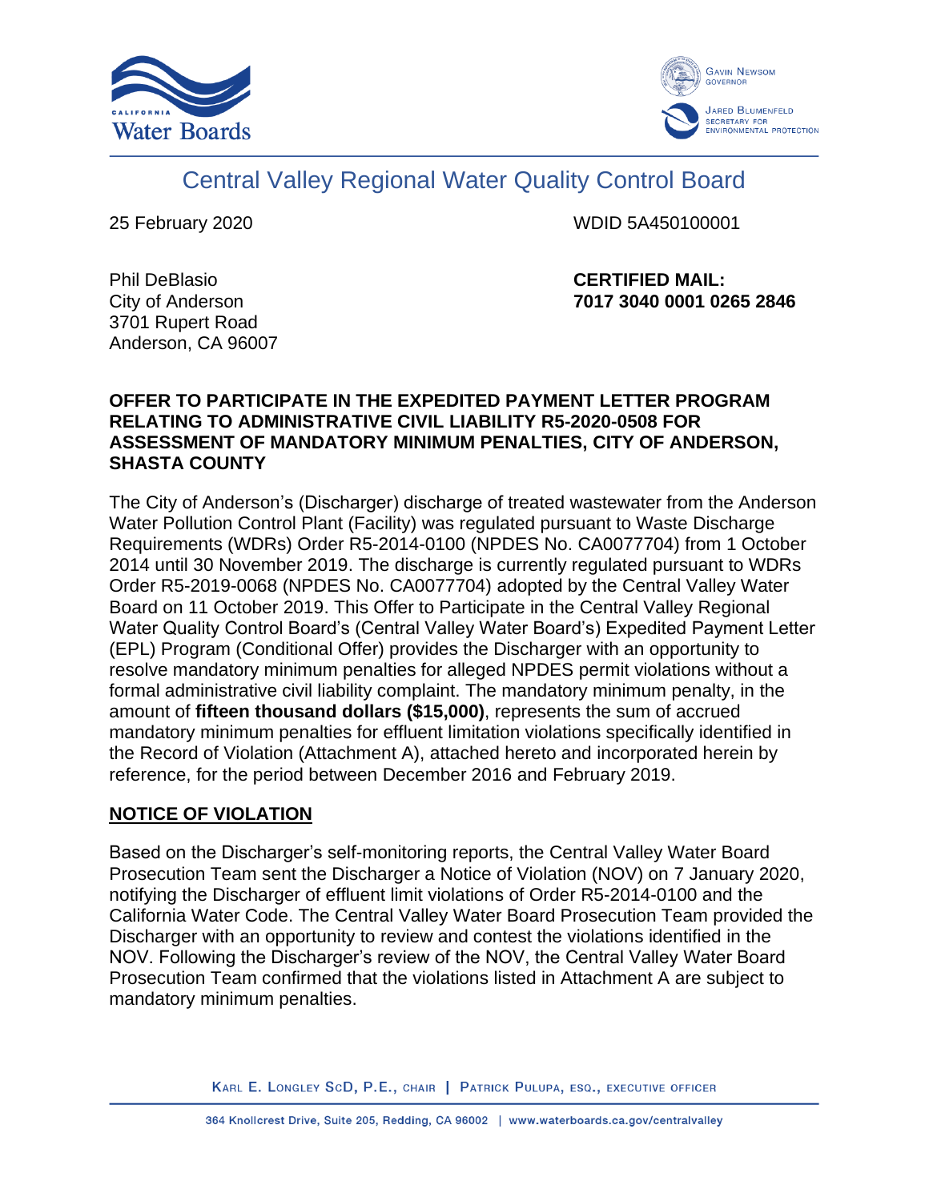# Central Valley Regional Water Quality Control Board

25 February 2020

WDID 5A450100001

Phil DeBlasio
City of Anderson
3701 Rupert Road
Anderson, CA 96007

**CERTIFIED MAIL:**
**7017 3040 0001 0265 2846**

**OFFER TO PARTICIPATE IN THE EXPEDITED PAYMENT LETTER PROGRAM RELATING TO ADMINISTRATIVE CIVIL LIABILITY R5-2020-0508 FOR ASSESSMENT OF MANDATORY MINIMUM PENALTIES, CITY OF ANDERSON, SHASTA COUNTY**

The City of Anderson's (Discharger) discharge of treated wastewater from the Anderson Water Pollution Control Plant (Facility) was regulated pursuant to Waste Discharge Requirements (WDRs) Order R5-2014-0100 (NPDES No. CA0077704) from 1 October 2014 until 30 November 2019. The discharge is currently regulated pursuant to WDRs Order R5-2019-0068 (NPDES No. CA0077704) adopted by the Central Valley Water Board on 11 October 2019. This Offer to Participate in the Central Valley Regional Water Quality Control Board's (Central Valley Water Board's) Expedited Payment Letter (EPL) Program (Conditional Offer) provides the Discharger with an opportunity to resolve mandatory minimum penalties for alleged NPDES permit violations without a formal administrative civil liability complaint. The mandatory minimum penalty, in the amount of **fifteen thousand dollars ($15,000)**, represents the sum of accrued mandatory minimum penalties for effluent limitation violations specifically identified in the Record of Violation (Attachment A), attached hereto and incorporated herein by reference, for the period between December 2016 and February 2019.

## NOTICE OF VIOLATION

Based on the Discharger's self-monitoring reports, the Central Valley Water Board Prosecution Team sent the Discharger a Notice of Violation (NOV) on 7 January 2020, notifying the Discharger of effluent limit violations of Order R5-2014-0100 and the California Water Code. The Central Valley Water Board Prosecution Team provided the Discharger with an opportunity to review and contest the violations identified in the NOV. Following the Discharger's review of the NOV, the Central Valley Water Board Prosecution Team confirmed that the violations listed in Attachment A are subject to mandatory minimum penalties.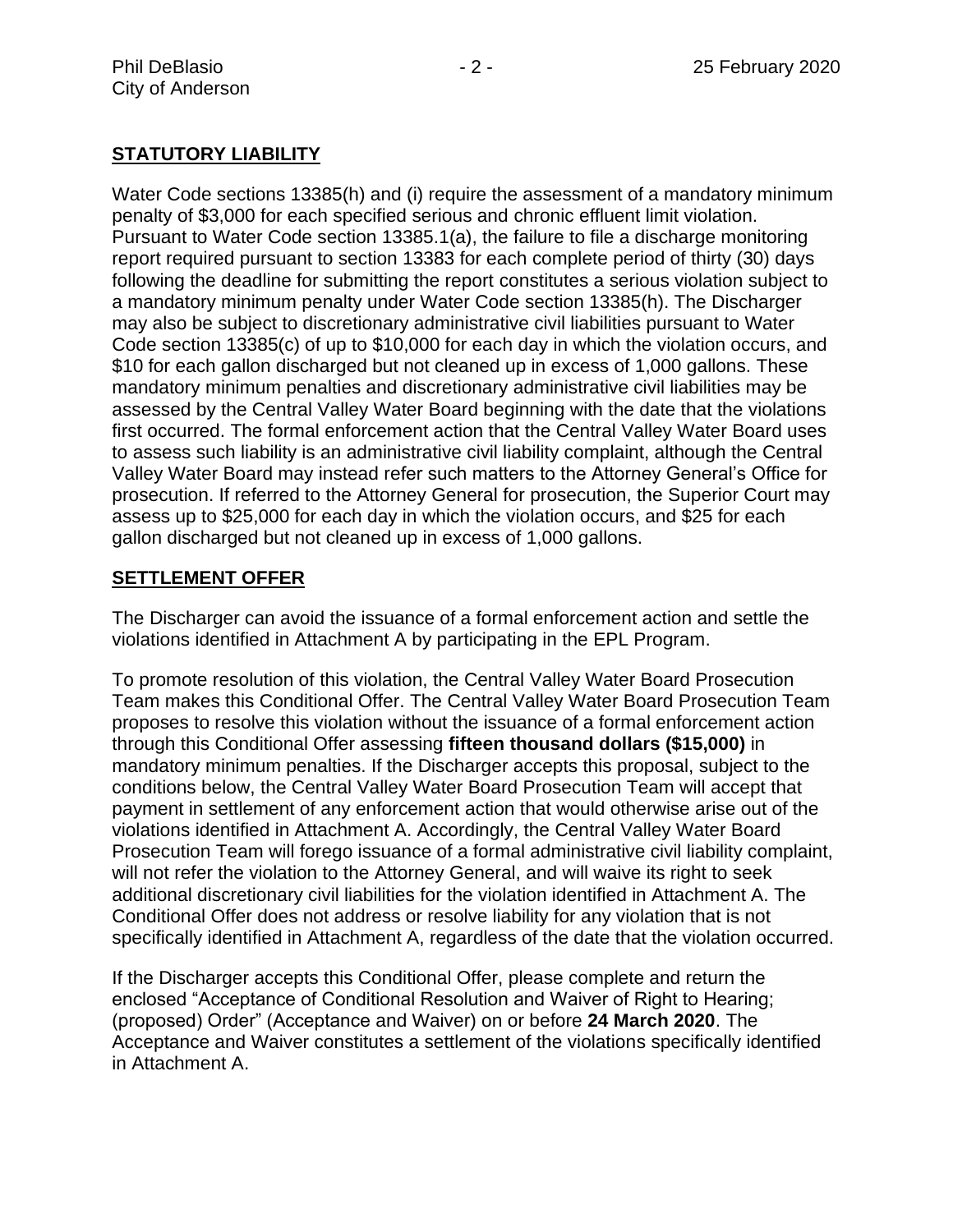## STATUTORY LIABILITY

Water Code sections 13385(h) and (i) require the assessment of a mandatory minimum penalty of $3,000 for each specified serious and chronic effluent limit violation. Pursuant to Water Code section 13385.1(a), the failure to file a discharge monitoring report required pursuant to section 13383 for each complete period of thirty (30) days following the deadline for submitting the report constitutes a serious violation subject to a mandatory minimum penalty under Water Code section 13385(h). The Discharger may also be subject to discretionary administrative civil liabilities pursuant to Water Code section 13385(c) of up to $10,000 for each day in which the violation occurs, and $10 for each gallon discharged but not cleaned up in excess of 1,000 gallons. These mandatory minimum penalties and discretionary administrative civil liabilities may be assessed by the Central Valley Water Board beginning with the date that the violations first occurred. The formal enforcement action that the Central Valley Water Board uses to assess such liability is an administrative civil liability complaint, although the Central Valley Water Board may instead refer such matters to the Attorney General's Office for prosecution. If referred to the Attorney General for prosecution, the Superior Court may assess up to $25,000 for each day in which the violation occurs, and $25 for each gallon discharged but not cleaned up in excess of 1,000 gallons.

## SETTLEMENT OFFER

The Discharger can avoid the issuance of a formal enforcement action and settle the violations identified in Attachment A by participating in the EPL Program.

To promote resolution of this violation, the Central Valley Water Board Prosecution Team makes this Conditional Offer. The Central Valley Water Board Prosecution Team proposes to resolve this violation without the issuance of a formal enforcement action through this Conditional Offer assessing **fifteen thousand dollars ($15,000)** in mandatory minimum penalties. If the Discharger accepts this proposal, subject to the conditions below, the Central Valley Water Board Prosecution Team will accept that payment in settlement of any enforcement action that would otherwise arise out of the violations identified in Attachment A. Accordingly, the Central Valley Water Board Prosecution Team will forego issuance of a formal administrative civil liability complaint, will not refer the violation to the Attorney General, and will waive its right to seek additional discretionary civil liabilities for the violation identified in Attachment A. The Conditional Offer does not address or resolve liability for any violation that is not specifically identified in Attachment A, regardless of the date that the violation occurred.

If the Discharger accepts this Conditional Offer, please complete and return the enclosed "Acceptance of Conditional Resolution and Waiver of Right to Hearing; (proposed) Order" (Acceptance and Waiver) on or before **24 March 2020**. The Acceptance and Waiver constitutes a settlement of the violations specifically identified in Attachment A.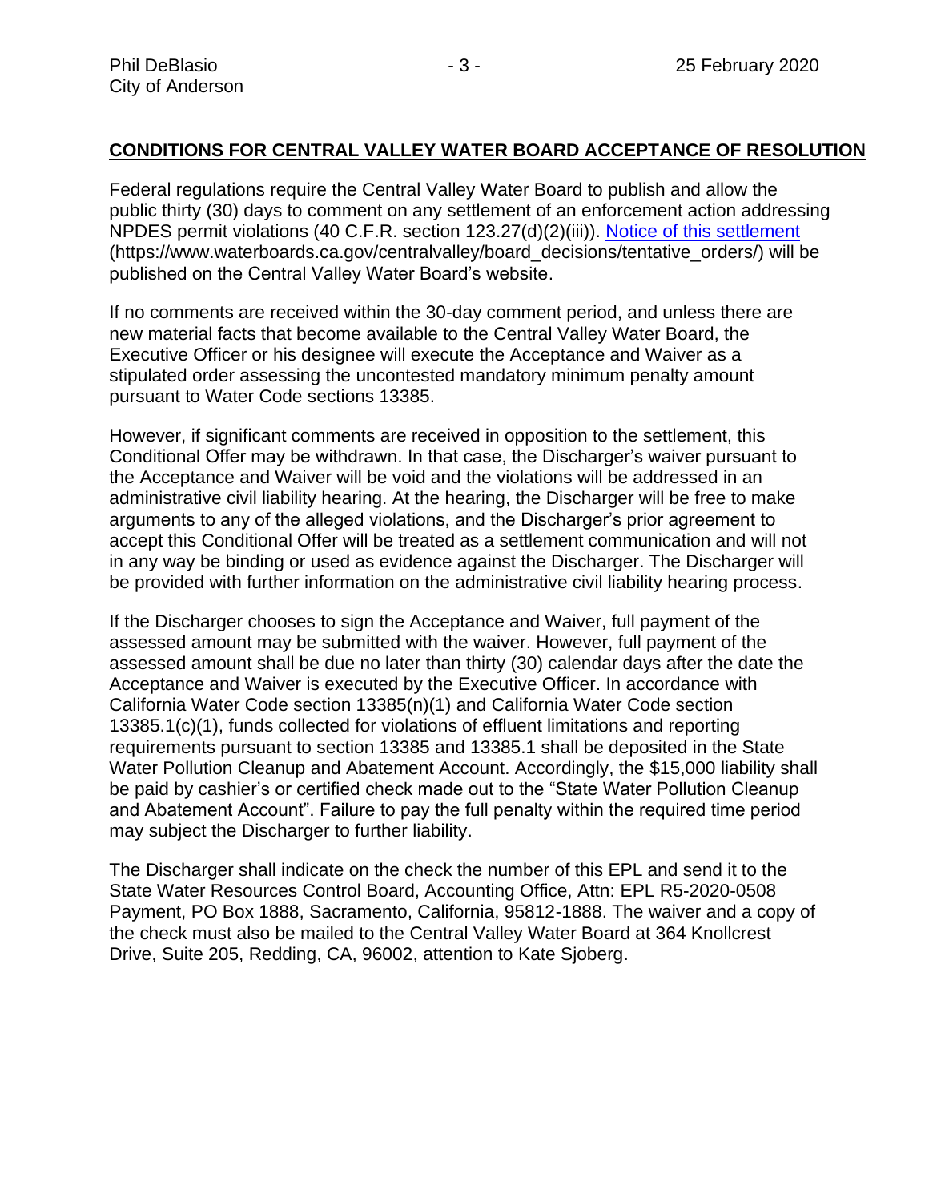## CONDITIONS FOR CENTRAL VALLEY WATER BOARD ACCEPTANCE OF RESOLUTION

Federal regulations require the Central Valley Water Board to publish and allow the public thirty (30) days to comment on any settlement of an enforcement action addressing NPDES permit violations (40 C.F.R. section 123.27(d)(2)(iii)). [Notice of this settlement](https://www.waterboards.ca.gov/centralvalley/board_decisions/tentative_orders/) (https://www.waterboards.ca.gov/centralvalley/board_decisions/tentative_orders/) will be published on the Central Valley Water Board's website.

If no comments are received within the 30-day comment period, and unless there are new material facts that become available to the Central Valley Water Board, the Executive Officer or his designee will execute the Acceptance and Waiver as a stipulated order assessing the uncontested mandatory minimum penalty amount pursuant to Water Code sections 13385.

However, if significant comments are received in opposition to the settlement, this Conditional Offer may be withdrawn. In that case, the Discharger's waiver pursuant to the Acceptance and Waiver will be void and the violations will be addressed in an administrative civil liability hearing. At the hearing, the Discharger will be free to make arguments to any of the alleged violations, and the Discharger's prior agreement to accept this Conditional Offer will be treated as a settlement communication and will not in any way be binding or used as evidence against the Discharger. The Discharger will be provided with further information on the administrative civil liability hearing process.

If the Discharger chooses to sign the Acceptance and Waiver, full payment of the assessed amount may be submitted with the waiver. However, full payment of the assessed amount shall be due no later than thirty (30) calendar days after the date the Acceptance and Waiver is executed by the Executive Officer. In accordance with California Water Code section 13385(n)(1) and California Water Code section 13385.1(c)(1), funds collected for violations of effluent limitations and reporting requirements pursuant to section 13385 and 13385.1 shall be deposited in the State Water Pollution Cleanup and Abatement Account. Accordingly, the $15,000 liability shall be paid by cashier's or certified check made out to the "State Water Pollution Cleanup and Abatement Account". Failure to pay the full penalty within the required time period may subject the Discharger to further liability.

The Discharger shall indicate on the check the number of this EPL and send it to the State Water Resources Control Board, Accounting Office, Attn: EPL R5-2020-0508 Payment, PO Box 1888, Sacramento, California, 95812-1888. The waiver and a copy of the check must also be mailed to the Central Valley Water Board at 364 Knollcrest Drive, Suite 205, Redding, CA, 96002, attention to Kate Sjoberg.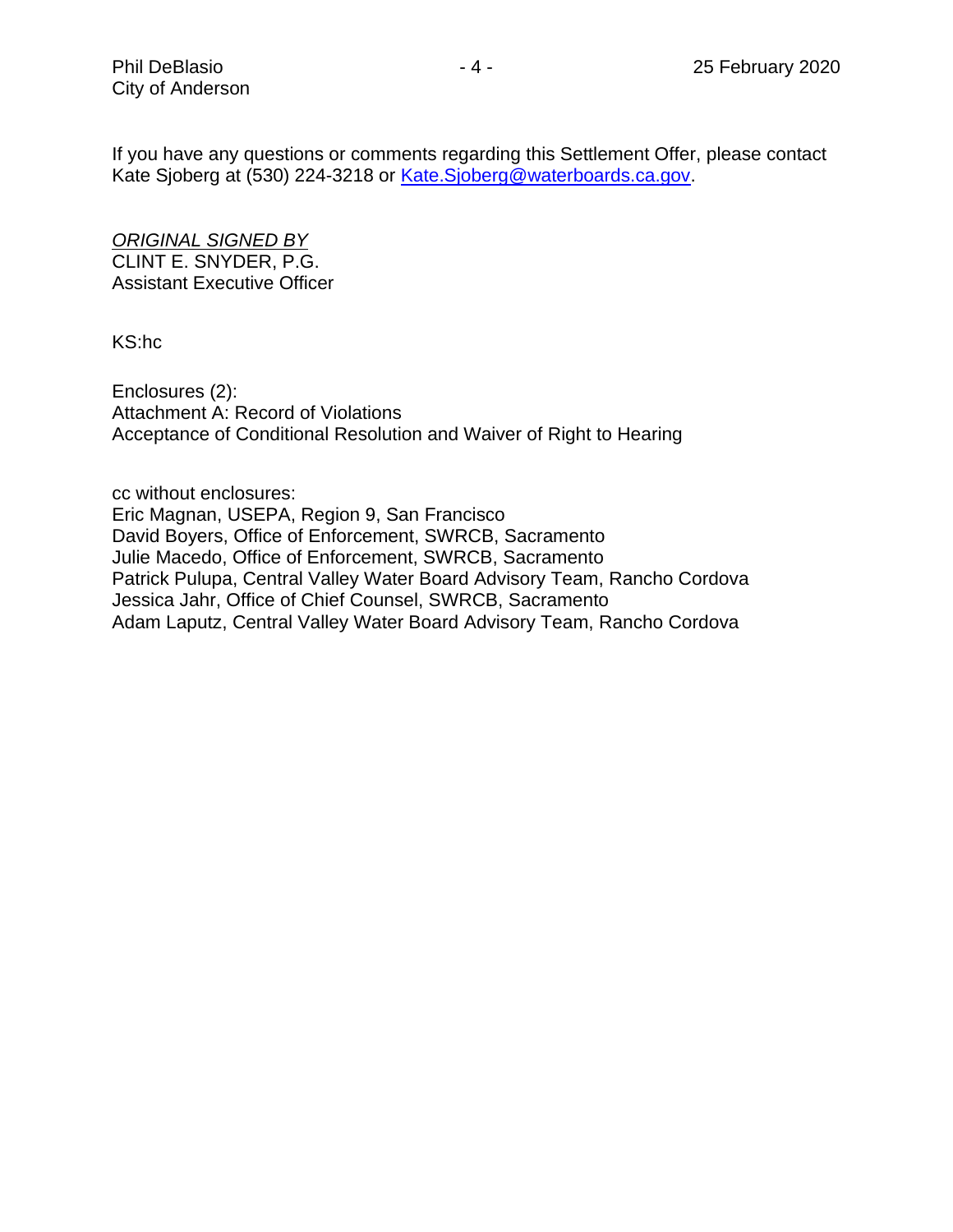If you have any questions or comments regarding this Settlement Offer, please contact Kate Sjoberg at (530) 224-3218 or [Kate.Sjoberg@waterboards.ca.gov](mailto:Kate.Sjoberg@waterboards.ca.gov).

*ORIGINAL SIGNED BY*
CLINT E. SNYDER, P.G.
Assistant Executive Officer

KS:hc

Enclosures (2):
Attachment A: Record of Violations
Acceptance of Conditional Resolution and Waiver of Right to Hearing

cc without enclosures:
Eric Magnan, USEPA, Region 9, San Francisco
David Boyers, Office of Enforcement, SWRCB, Sacramento
Julie Macedo, Office of Enforcement, SWRCB, Sacramento
Patrick Pulupa, Central Valley Water Board Advisory Team, Rancho Cordova
Jessica Jahr, Office of Chief Counsel, SWRCB, Sacramento
Adam Laputz, Central Valley Water Board Advisory Team, Rancho Cordova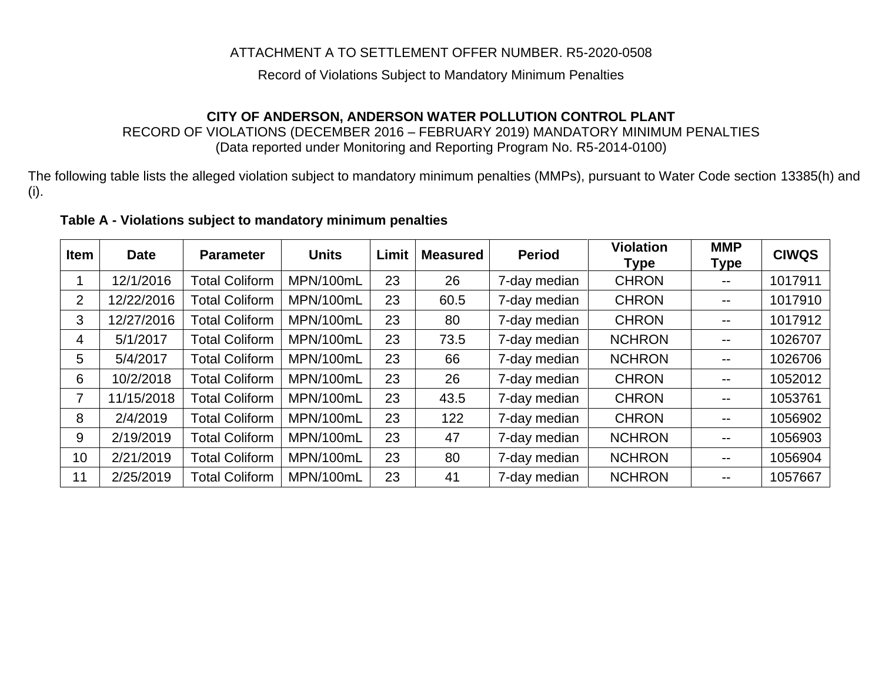ATTACHMENT A TO SETTLEMENT OFFER NUMBER. R5-2020-0508

Record of Violations Subject to Mandatory Minimum Penalties

**CITY OF ANDERSON, ANDERSON WATER POLLUTION CONTROL PLANT**

RECORD OF VIOLATIONS (DECEMBER 2016 – FEBRUARY 2019) MANDATORY MINIMUM PENALTIES

(Data reported under Monitoring and Reporting Program No. R5-2014-0100)

The following table lists the alleged violation subject to mandatory minimum penalties (MMPs), pursuant to Water Code section 13385(h) and (i).

**Table A - Violations subject to mandatory minimum penalties**

| Item | Date | Parameter | Units | Limit | Measured | Period | Violation Type | MMP Type | CIWQS |
|---|---|---|---|---|---|---|---|---|---|
| 1 | 12/1/2016 | Total Coliform | MPN/100mL | 23 | 26 | 7-day median | CHRON | -- | 1017911 |
| 2 | 12/22/2016 | Total Coliform | MPN/100mL | 23 | 60.5 | 7-day median | CHRON | -- | 1017910 |
| 3 | 12/27/2016 | Total Coliform | MPN/100mL | 23 | 80 | 7-day median | CHRON | -- | 1017912 |
| 4 | 5/1/2017 | Total Coliform | MPN/100mL | 23 | 73.5 | 7-day median | NCHRON | -- | 1026707 |
| 5 | 5/4/2017 | Total Coliform | MPN/100mL | 23 | 66 | 7-day median | NCHRON | -- | 1026706 |
| 6 | 10/2/2018 | Total Coliform | MPN/100mL | 23 | 26 | 7-day median | CHRON | -- | 1052012 |
| 7 | 11/15/2018 | Total Coliform | MPN/100mL | 23 | 43.5 | 7-day median | CHRON | -- | 1053761 |
| 8 | 2/4/2019 | Total Coliform | MPN/100mL | 23 | 122 | 7-day median | CHRON | -- | 1056902 |
| 9 | 2/19/2019 | Total Coliform | MPN/100mL | 23 | 47 | 7-day median | NCHRON | -- | 1056903 |
| 10 | 2/21/2019 | Total Coliform | MPN/100mL | 23 | 80 | 7-day median | NCHRON | -- | 1056904 |
| 11 | 2/25/2019 | Total Coliform | MPN/100mL | 23 | 41 | 7-day median | NCHRON | -- | 1057667 |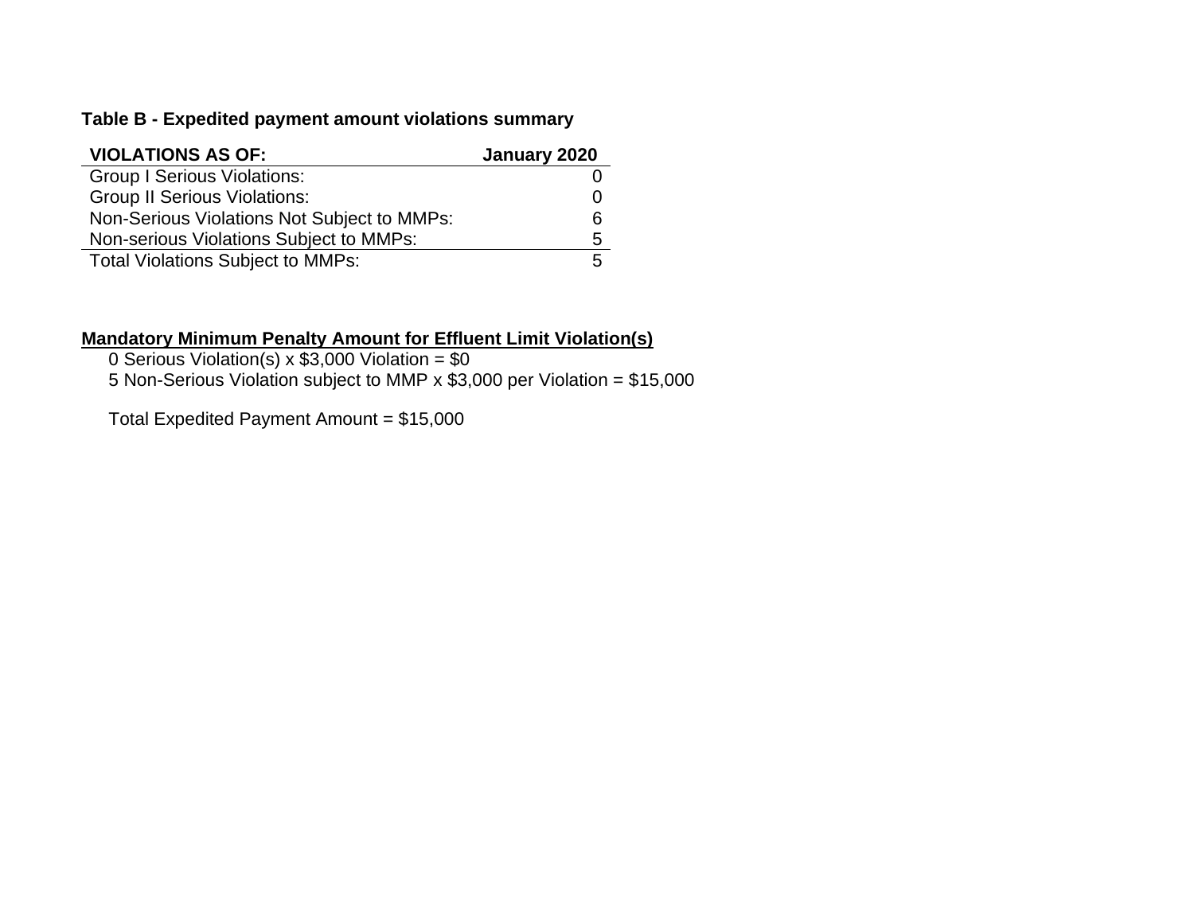**Table B - Expedited payment amount violations summary**

| VIOLATIONS AS OF: | January 2020 |
|---|---|
| Group I Serious Violations: | 0 |
| Group II Serious Violations: | 0 |
| Non-Serious Violations Not Subject to MMPs: | 6 |
| Non-serious Violations Subject to MMPs: | 5 |
| Total Violations Subject to MMPs: | 5 |

**Mandatory Minimum Penalty Amount for Effluent Limit Violation(s)**

0 Serious Violation(s) x $3,000 Violation = $0

5 Non-Serious Violation subject to MMP x $3,000 per Violation = $15,000

Total Expedited Payment Amount = $15,000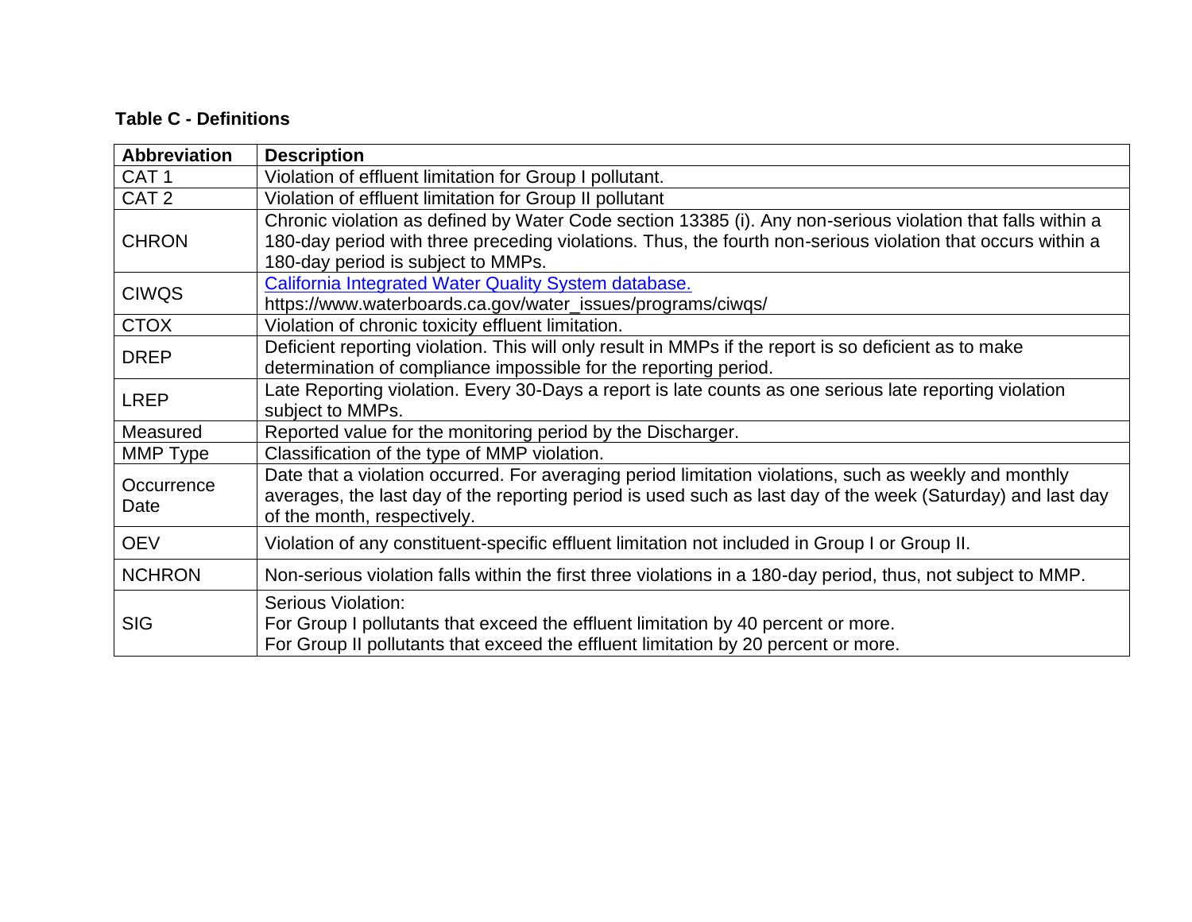**Table C - Definitions**

| Abbreviation | Description |
|---|---|
| CAT 1 | Violation of effluent limitation for Group I pollutant. |
| CAT 2 | Violation of effluent limitation for Group II pollutant |
| CHRON | Chronic violation as defined by Water Code section 13385 (i). Any non-serious violation that falls within a 180-day period with three preceding violations. Thus, the fourth non-serious violation that occurs within a 180-day period is subject to MMPs. |
| CIWQS | [California Integrated Water Quality System database.](https://www.waterboards.ca.gov/water_issues/programs/ciwqs/) https://www.waterboards.ca.gov/water_issues/programs/ciwqs/ |
| CTOX | Violation of chronic toxicity effluent limitation. |
| DREP | Deficient reporting violation. This will only result in MMPs if the report is so deficient as to make determination of compliance impossible for the reporting period. |
| LREP | Late Reporting violation. Every 30-Days a report is late counts as one serious late reporting violation subject to MMPs. |
| Measured | Reported value for the monitoring period by the Discharger. |
| MMP Type | Classification of the type of MMP violation. |
| Occurrence Date | Date that a violation occurred. For averaging period limitation violations, such as weekly and monthly averages, the last day of the reporting period is used such as last day of the week (Saturday) and last day of the month, respectively. |
| OEV | Violation of any constituent-specific effluent limitation not included in Group I or Group II. |
| NCHRON | Non-serious violation falls within the first three violations in a 180-day period, thus, not subject to MMP. |
| SIG | Serious Violation: For Group I pollutants that exceed the effluent limitation by 40 percent or more. For Group II pollutants that exceed the effluent limitation by 20 percent or more. |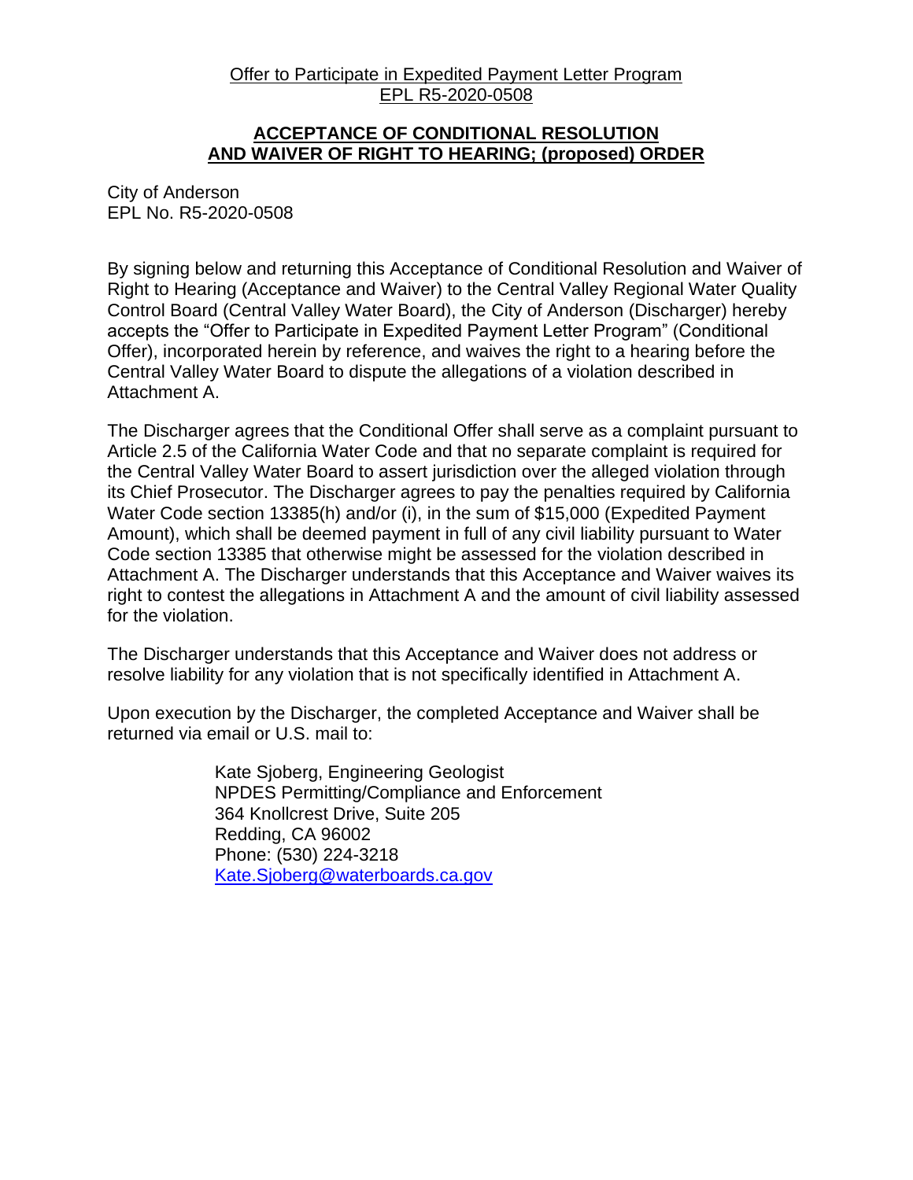Offer to Participate in Expedited Payment Letter Program
EPL R5-2020-0508

**ACCEPTANCE OF CONDITIONAL RESOLUTION AND WAIVER OF RIGHT TO HEARING; (proposed) ORDER**

City of Anderson
EPL No. R5-2020-0508

By signing below and returning this Acceptance of Conditional Resolution and Waiver of Right to Hearing (Acceptance and Waiver) to the Central Valley Regional Water Quality Control Board (Central Valley Water Board), the City of Anderson (Discharger) hereby accepts the "Offer to Participate in Expedited Payment Letter Program" (Conditional Offer), incorporated herein by reference, and waives the right to a hearing before the Central Valley Water Board to dispute the allegations of a violation described in Attachment A.

The Discharger agrees that the Conditional Offer shall serve as a complaint pursuant to Article 2.5 of the California Water Code and that no separate complaint is required for the Central Valley Water Board to assert jurisdiction over the alleged violation through its Chief Prosecutor. The Discharger agrees to pay the penalties required by California Water Code section 13385(h) and/or (i), in the sum of $15,000 (Expedited Payment Amount), which shall be deemed payment in full of any civil liability pursuant to Water Code section 13385 that otherwise might be assessed for the violation described in Attachment A. The Discharger understands that this Acceptance and Waiver waives its right to contest the allegations in Attachment A and the amount of civil liability assessed for the violation.

The Discharger understands that this Acceptance and Waiver does not address or resolve liability for any violation that is not specifically identified in Attachment A.

Upon execution by the Discharger, the completed Acceptance and Waiver shall be returned via email or U.S. mail to:

Kate Sjoberg, Engineering Geologist
NPDES Permitting/Compliance and Enforcement
364 Knollcrest Drive, Suite 205
Redding, CA 96002
Phone: (530) 224-3218
Kate.Sjoberg@waterboards.ca.gov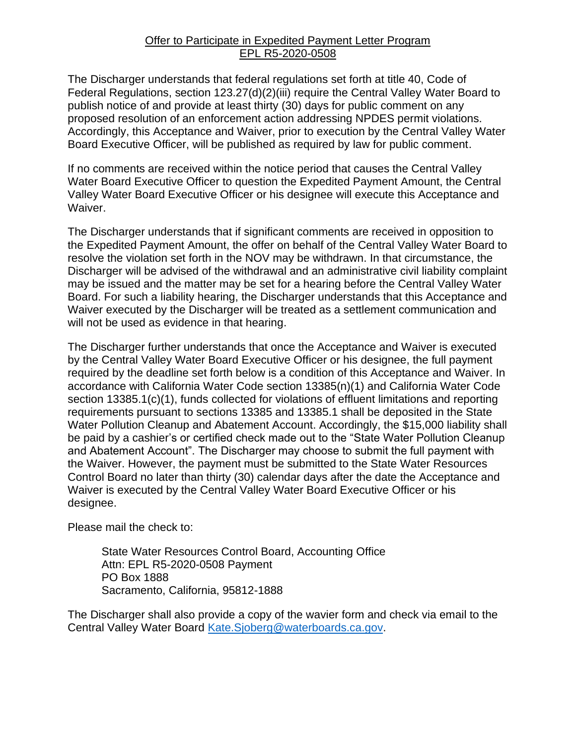Offer to Participate in Expedited Payment Letter Program
EPL R5-2020-0508

The Discharger understands that federal regulations set forth at title 40, Code of Federal Regulations, section 123.27(d)(2)(iii) require the Central Valley Water Board to publish notice of and provide at least thirty (30) days for public comment on any proposed resolution of an enforcement action addressing NPDES permit violations. Accordingly, this Acceptance and Waiver, prior to execution by the Central Valley Water Board Executive Officer, will be published as required by law for public comment.

If no comments are received within the notice period that causes the Central Valley Water Board Executive Officer to question the Expedited Payment Amount, the Central Valley Water Board Executive Officer or his designee will execute this Acceptance and Waiver.

The Discharger understands that if significant comments are received in opposition to the Expedited Payment Amount, the offer on behalf of the Central Valley Water Board to resolve the violation set forth in the NOV may be withdrawn. In that circumstance, the Discharger will be advised of the withdrawal and an administrative civil liability complaint may be issued and the matter may be set for a hearing before the Central Valley Water Board. For such a liability hearing, the Discharger understands that this Acceptance and Waiver executed by the Discharger will be treated as a settlement communication and will not be used as evidence in that hearing.

The Discharger further understands that once the Acceptance and Waiver is executed by the Central Valley Water Board Executive Officer or his designee, the full payment required by the deadline set forth below is a condition of this Acceptance and Waiver. In accordance with California Water Code section 13385(n)(1) and California Water Code section 13385.1(c)(1), funds collected for violations of effluent limitations and reporting requirements pursuant to sections 13385 and 13385.1 shall be deposited in the State Water Pollution Cleanup and Abatement Account. Accordingly, the $15,000 liability shall be paid by a cashier's or certified check made out to the "State Water Pollution Cleanup and Abatement Account". The Discharger may choose to submit the full payment with the Waiver. However, the payment must be submitted to the State Water Resources Control Board no later than thirty (30) calendar days after the date the Acceptance and Waiver is executed by the Central Valley Water Board Executive Officer or his designee.

Please mail the check to:

State Water Resources Control Board, Accounting Office
Attn: EPL R5-2020-0508 Payment
PO Box 1888
Sacramento, California, 95812-1888

The Discharger shall also provide a copy of the wavier form and check via email to the Central Valley Water Board Kate.Sjoberg@waterboards.ca.gov.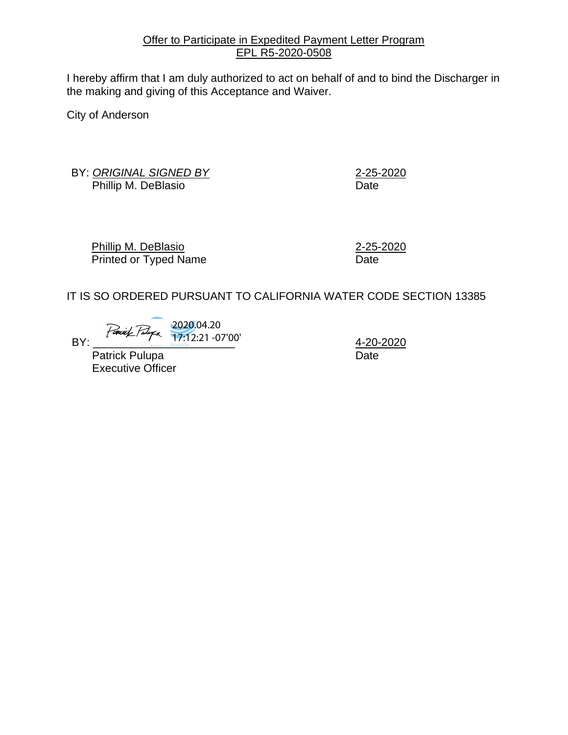Offer to Participate in Expedited Payment Letter Program
EPL R5-2020-0508

I hereby affirm that I am duly authorized to act on behalf of and to bind the Discharger in the making and giving of this Acceptance and Waiver.

City of Anderson

BY: *ORIGINAL SIGNED BY* — 2-25-2020
Phillip M. DeBlasio — Date

Phillip M. DeBlasio — 2-25-2020
Printed or Typed Name — Date

IT IS SO ORDERED PURSUANT TO CALIFORNIA WATER CODE SECTION 13385

BY: Patrick Pulupa 2020.04.20 17:12:21 -07'00' — 4-20-2020
Patrick Pulupa — Date
Executive Officer